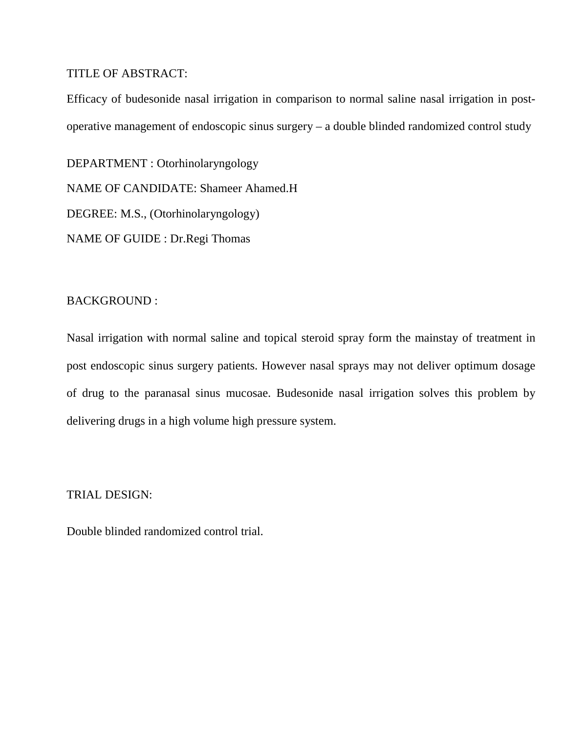TITLE OF ABSTRACT:

Efficacy of budesonide nasal irrigation in comparison to normal saline nasal irrigation in post-operative management of endoscopic sinus surgery – a double blinded randomized control study

DEPARTMENT : Otorhinolaryngology

NAME OF CANDIDATE: Shameer Ahamed.H

DEGREE: M.S., (Otorhinolaryngology)

NAME OF GUIDE : Dr.Regi Thomas

BACKGROUND :

Nasal irrigation with normal saline and topical steroid spray form the mainstay of treatment in post endoscopic sinus surgery patients. However nasal sprays may not deliver optimum dosage of drug to the paranasal sinus mucosae. Budesonide nasal irrigation solves this problem by delivering drugs in a high volume high pressure system.

TRIAL DESIGN:

Double blinded randomized control trial.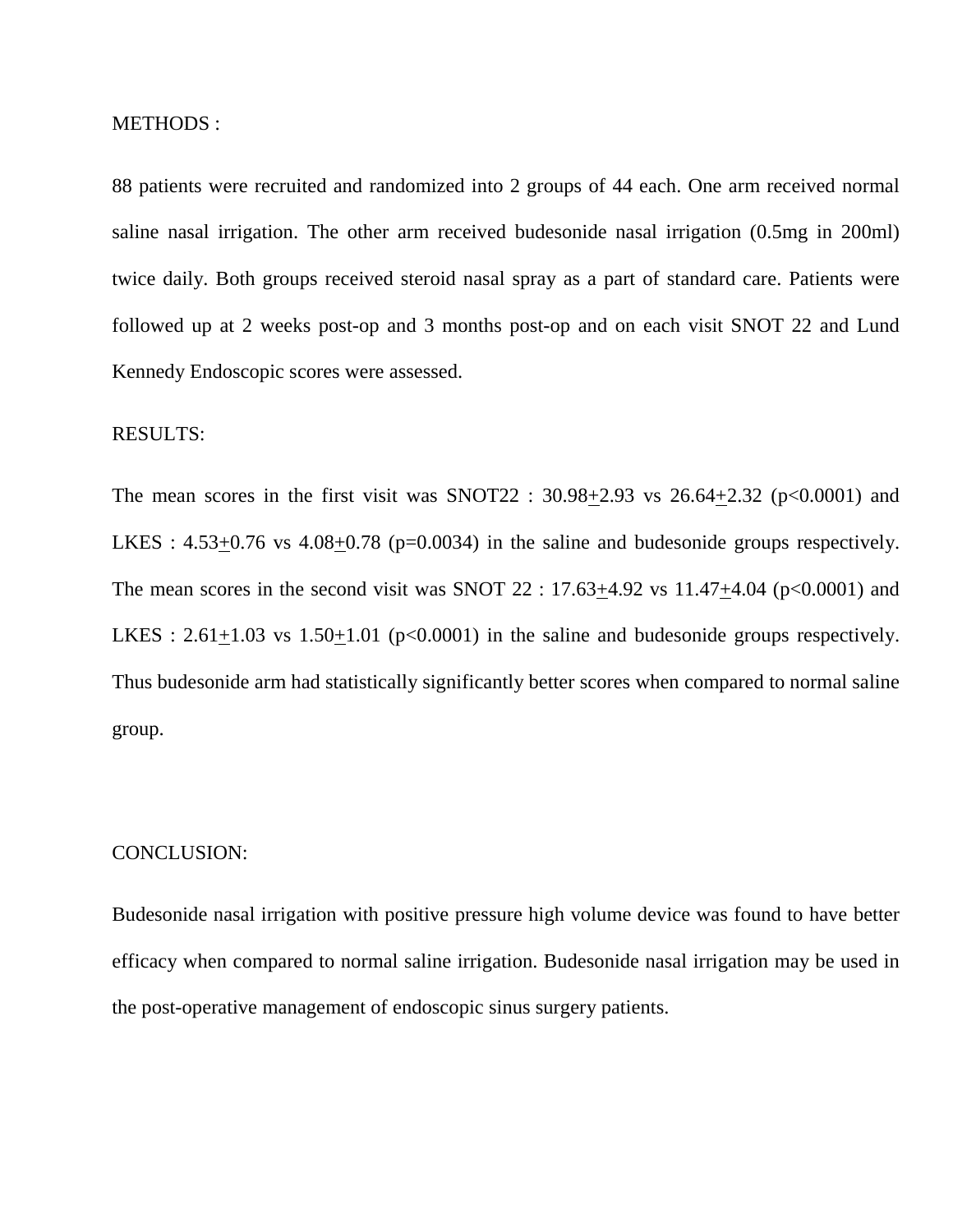METHODS :

88 patients were recruited and randomized into 2 groups of 44 each. One arm received normal saline nasal irrigation. The other arm received budesonide nasal irrigation (0.5mg in 200ml) twice daily. Both groups received steroid nasal spray as a part of standard care. Patients were followed up at 2 weeks post-op and 3 months post-op and on each visit SNOT 22 and Lund Kennedy Endoscopic scores were assessed.

RESULTS:

The mean scores in the first visit was SNOT22 : $30.98 \pm 2.93$ vs $26.64 \pm 2.32$ ($p<0.0001$) and LKES : $4.53 \pm 0.76$ vs $4.08 \pm 0.78$ ($p=0.0034$) in the saline and budesonide groups respectively. The mean scores in the second visit was SNOT 22 : $17.63 \pm 4.92$ vs $11.47 \pm 4.04$ ($p<0.0001$) and LKES : $2.61 \pm 1.03$ vs $1.50 \pm 1.01$ ($p<0.0001$) in the saline and budesonide groups respectively. Thus budesonide arm had statistically significantly better scores when compared to normal saline group.

CONCLUSION:

Budesonide nasal irrigation with positive pressure high volume device was found to have better efficacy when compared to normal saline irrigation. Budesonide nasal irrigation may be used in the post-operative management of endoscopic sinus surgery patients.